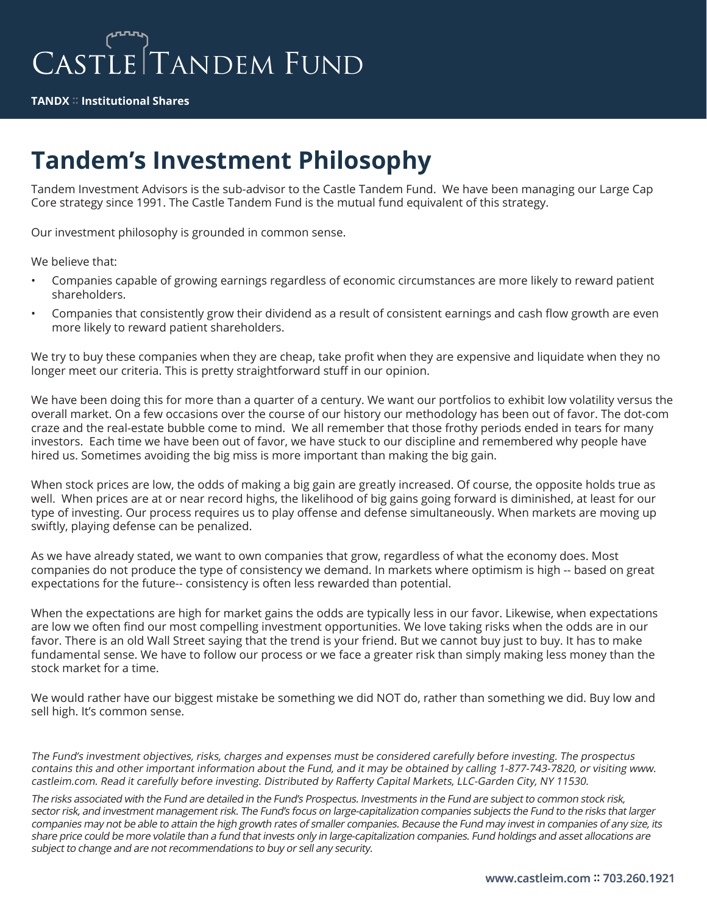# Castle Tandem Fund

**TANDX :: Institutional Shares**

## Tandem's Investment Philosophy

Tandem Investment Advisors is the sub-advisor to the Castle Tandem Fund. We have been managing our Large Cap Core strategy since 1991. The Castle Tandem Fund is the mutual fund equivalent of this strategy.

Our investment philosophy is grounded in common sense.

We believe that:

- Companies capable of growing earnings regardless of economic circumstances are more likely to reward patient shareholders.
- Companies that consistently grow their dividend as a result of consistent earnings and cash flow growth are even more likely to reward patient shareholders.

We try to buy these companies when they are cheap, take profit when they are expensive and liquidate when they no longer meet our criteria. This is pretty straightforward stuff in our opinion.

We have been doing this for more than a quarter of a century. We want our portfolios to exhibit low volatility versus the overall market. On a few occasions over the course of our history our methodology has been out of favor. The dot-com craze and the real-estate bubble come to mind. We all remember that those frothy periods ended in tears for many investors. Each time we have been out of favor, we have stuck to our discipline and remembered why people have hired us. Sometimes avoiding the big miss is more important than making the big gain.

When stock prices are low, the odds of making a big gain are greatly increased. Of course, the opposite holds true as well. When prices are at or near record highs, the likelihood of big gains going forward is diminished, at least for our type of investing. Our process requires us to play offense and defense simultaneously. When markets are moving up swiftly, playing defense can be penalized.

As we have already stated, we want to own companies that grow, regardless of what the economy does. Most companies do not produce the type of consistency we demand. In markets where optimism is high -- based on great expectations for the future-- consistency is often less rewarded than potential.

When the expectations are high for market gains the odds are typically less in our favor. Likewise, when expectations are low we often find our most compelling investment opportunities. We love taking risks when the odds are in our favor. There is an old Wall Street saying that the trend is your friend. But we cannot buy just to buy. It has to make fundamental sense. We have to follow our process or we face a greater risk than simply making less money than the stock market for a time.

We would rather have our biggest mistake be something we did NOT do, rather than something we did. Buy low and sell high. It's common sense.

*The Fund's investment objectives, risks, charges and expenses must be considered carefully before investing. The prospectus contains this and other important information about the Fund, and it may be obtained by calling 1-877-743-7820, or visiting www.castleim.com. Read it carefully before investing. Distributed by Rafferty Capital Markets, LLC-Garden City, NY 11530.*

*The risks associated with the Fund are detailed in the Fund's Prospectus. Investments in the Fund are subject to common stock risk, sector risk, and investment management risk. The Fund's focus on large-capitalization companies subjects the Fund to the risks that larger companies may not be able to attain the high growth rates of smaller companies. Because the Fund may invest in companies of any size, its share price could be more volatile than a fund that invests only in large-capitalization companies. Fund holdings and asset allocations are subject to change and are not recommendations to buy or sell any security.*

**www.castleim.com :: 703.260.1921**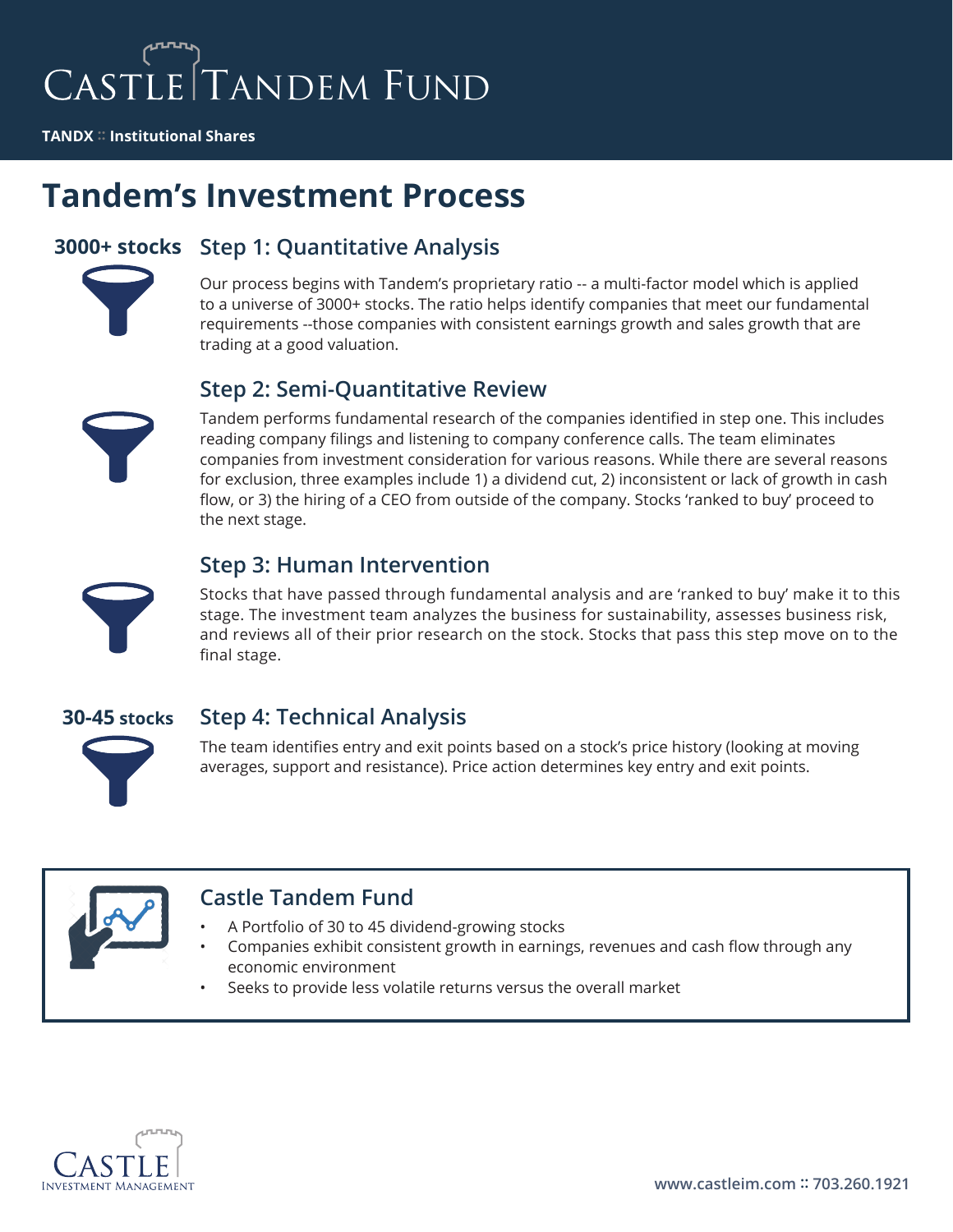# Castle Tandem Fund

**TANDX :: Institutional Shares**

## Tandem's Investment Process

**3000+ stocks**

### Step 1: Quantitative Analysis

Our process begins with Tandem's proprietary ratio -- a multi-factor model which is applied to a universe of 3000+ stocks. The ratio helps identify companies that meet our fundamental requirements --those companies with consistent earnings growth and sales growth that are trading at a good valuation.

### Step 2: Semi-Quantitative Review

Tandem performs fundamental research of the companies identified in step one. This includes reading company filings and listening to company conference calls. The team eliminates companies from investment consideration for various reasons. While there are several reasons for exclusion, three examples include 1) a dividend cut, 2) inconsistent or lack of growth in cash flow, or 3) the hiring of a CEO from outside of the company. Stocks 'ranked to buy' proceed to the next stage.

### Step 3: Human Intervention

Stocks that have passed through fundamental analysis and are 'ranked to buy' make it to this stage. The investment team analyzes the business for sustainability, assesses business risk, and reviews all of their prior research on the stock. Stocks that pass this step move on to the final stage.

**30-45 stocks**

### Step 4: Technical Analysis

The team identifies entry and exit points based on a stock's price history (looking at moving averages, support and resistance). Price action determines key entry and exit points.

### Castle Tandem Fund

- A Portfolio of 30 to 45 dividend-growing stocks
- Companies exhibit consistent growth in earnings, revenues and cash flow through any economic environment
- Seeks to provide less volatile returns versus the overall market

Castle Investment Management

www.castleim.com :: 703.260.1921